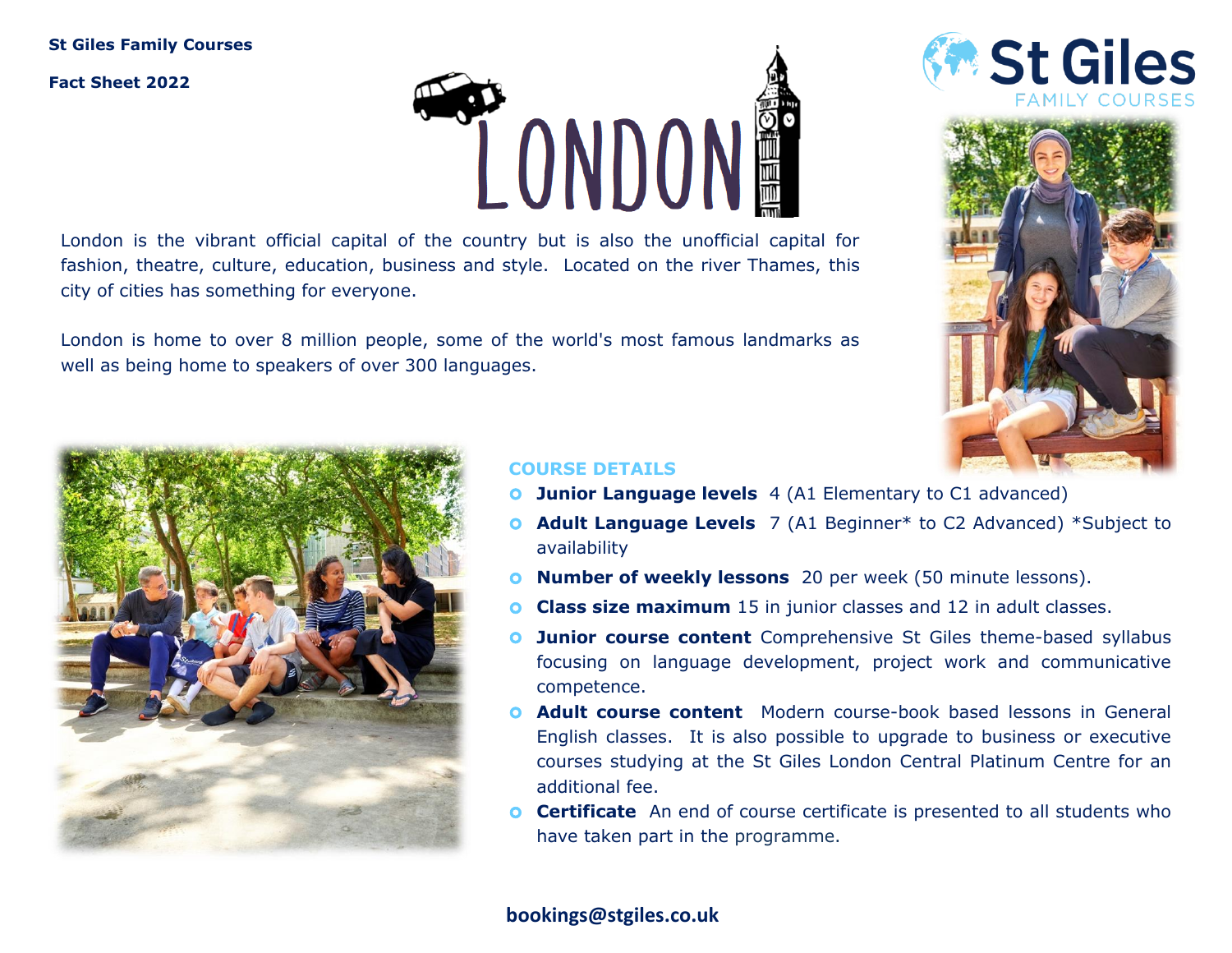**St Giles Family Courses**

**Fact Sheet 2022**

# LONDON

London is the vibrant official capital of the country but is also the unofficial capital for fashion, theatre, culture, education, business and style. Located on the river Thames, this city of cities has something for everyone.

London is home to over 8 million people, some of the world's most famous landmarks as well as being home to speakers of over 300 languages.

## COURSE DETAILS

- **Junior Language levels** 4 (A1 Elementary to C1 advanced)
- **Adult Language Levels** 7 (A1 Beginner* to C2 Advanced) *Subject to availability
- **Number of weekly lessons** 20 per week (50 minute lessons).
- **Class size maximum** 15 in junior classes and 12 in adult classes.
- **Junior course content** Comprehensive St Giles theme-based syllabus focusing on language development, project work and communicative competence.
- **Adult course content** Modern course-book based lessons in General English classes. It is also possible to upgrade to business or executive courses studying at the St Giles London Central Platinum Centre for an additional fee.
- **Certificate** An end of course certificate is presented to all students who have taken part in the programme.

**bookings@stgiles.co.uk**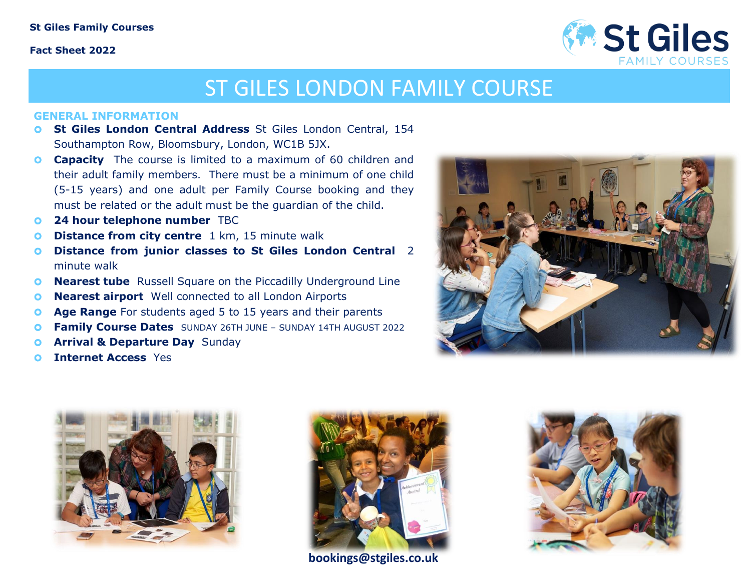**St Giles Family Courses**

**Fact Sheet 2022**

# ST GILES LONDON FAMILY COURSE

## GENERAL INFORMATION

- **St Giles London Central Address** St Giles London Central, 154 Southampton Row, Bloomsbury, London, WC1B 5JX.
- **Capacity** The course is limited to a maximum of 60 children and their adult family members. There must be a minimum of one child (5-15 years) and one adult per Family Course booking and they must be related or the adult must be the guardian of the child.
- **24 hour telephone number** TBC
- **Distance from city centre** 1 km, 15 minute walk
- **Distance from junior classes to St Giles London Central** 2 minute walk
- **Nearest tube** Russell Square on the Piccadilly Underground Line
- **Nearest airport** Well connected to all London Airports
- **Age Range** For students aged 5 to 15 years and their parents
- **Family Course Dates** SUNDAY 26TH JUNE – SUNDAY 14TH AUGUST 2022
- **Arrival & Departure Day** Sunday
- **Internet Access** Yes

**bookings@stgiles.co.uk**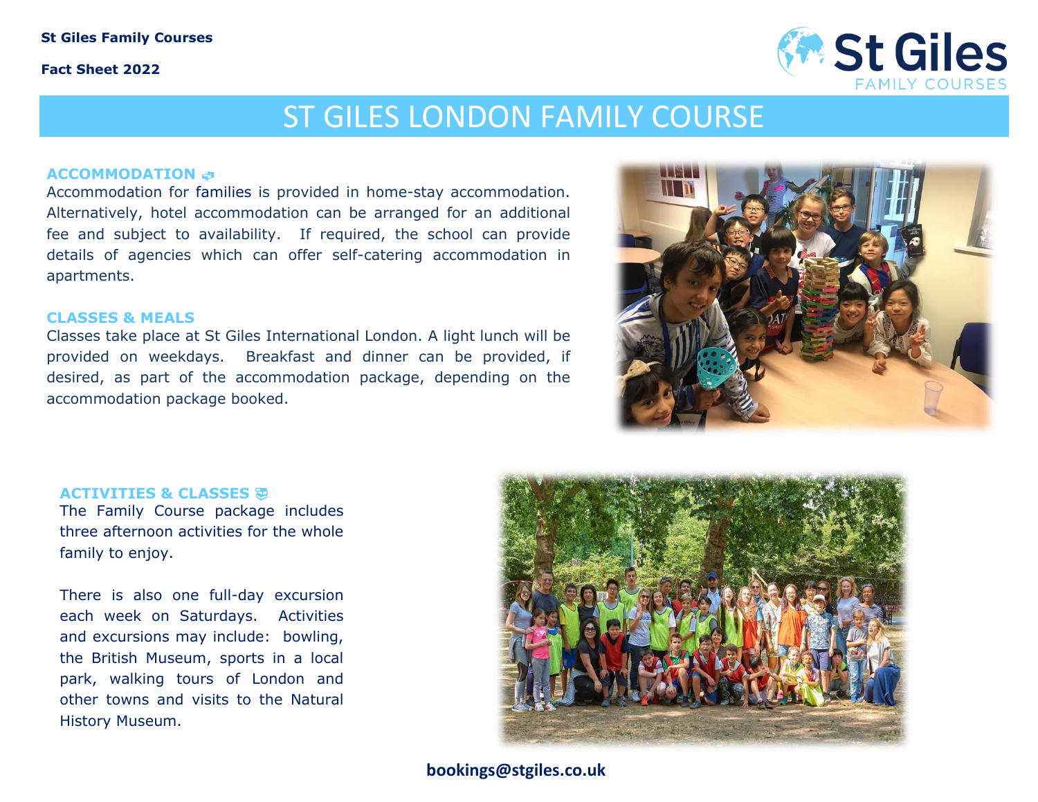**St Giles Family Courses**

**Fact Sheet 2022**

# ST GILES LONDON FAMILY COURSE

### ACCOMMODATION

Accommodation for families is provided in home-stay accommodation. Alternatively, hotel accommodation can be arranged for an additional fee and subject to availability. If required, the school can provide details of agencies which can offer self-catering accommodation in apartments.

### CLASSES & MEALS

Classes take place at St Giles International London. A light lunch will be provided on weekdays. Breakfast and dinner can be provided, if desired, as part of the accommodation package, depending on the accommodation package booked.

### ACTIVITIES & CLASSES

The Family Course package includes three afternoon activities for the whole family to enjoy.

There is also one full-day excursion each week on Saturdays. Activities and excursions may include: bowling, the British Museum, sports in a local park, walking tours of London and other towns and visits to the Natural History Museum.

**bookings@stgiles.co.uk**